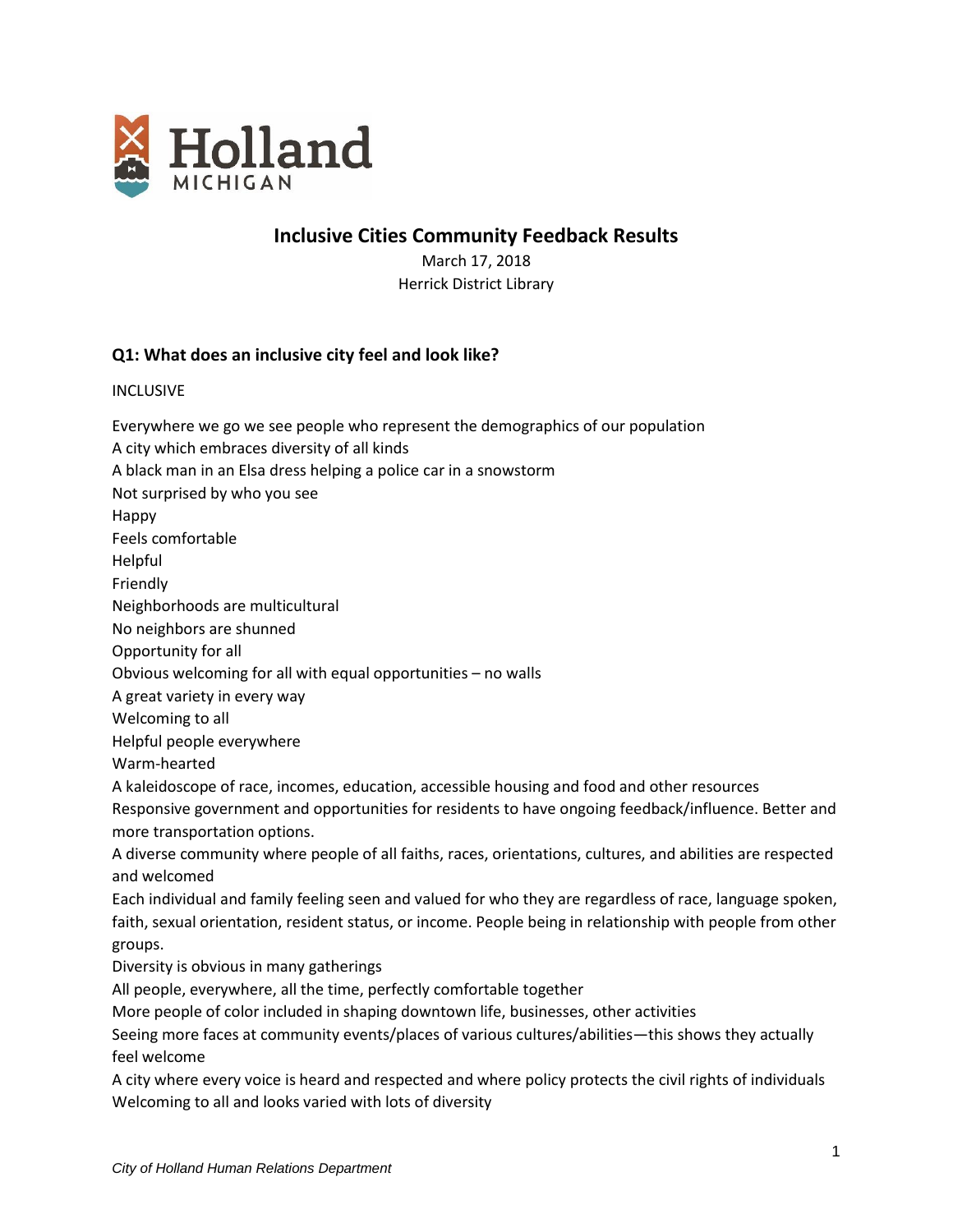Holland MICHIGAN

# Inclusive Cities Community Feedback Results

March 17, 2018
Herrick District Library

## Q1: What does an inclusive city feel and look like?

INCLUSIVE

Everywhere we go we see people who represent the demographics of our population
A city which embraces diversity of all kinds
A black man in an Elsa dress helping a police car in a snowstorm
Not surprised by who you see
Happy
Feels comfortable
Helpful
Friendly
Neighborhoods are multicultural
No neighbors are shunned
Opportunity for all
Obvious welcoming for all with equal opportunities – no walls
A great variety in every way
Welcoming to all
Helpful people everywhere
Warm-hearted
A kaleidoscope of race, incomes, education, accessible housing and food and other resources
Responsive government and opportunities for residents to have ongoing feedback/influence. Better and more transportation options.
A diverse community where people of all faiths, races, orientations, cultures, and abilities are respected and welcomed
Each individual and family feeling seen and valued for who they are regardless of race, language spoken, faith, sexual orientation, resident status, or income. People being in relationship with people from other groups.
Diversity is obvious in many gatherings
All people, everywhere, all the time, perfectly comfortable together
More people of color included in shaping downtown life, businesses, other activities
Seeing more faces at community events/places of various cultures/abilities—this shows they actually feel welcome
A city where every voice is heard and respected and where policy protects the civil rights of individuals
Welcoming to all and looks varied with lots of diversity

*City of Holland Human Relations Department*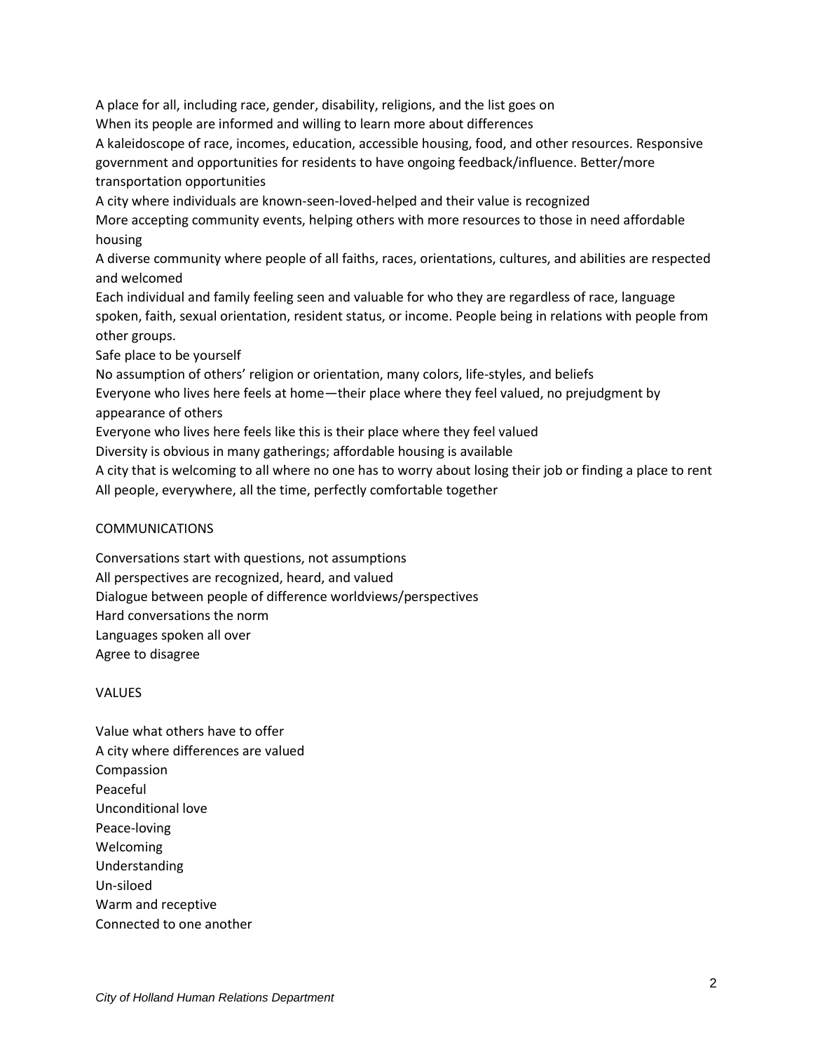A place for all, including race, gender, disability, religions, and the list goes on

When its people are informed and willing to learn more about differences

A kaleidoscope of race, incomes, education, accessible housing, food, and other resources. Responsive government and opportunities for residents to have ongoing feedback/influence. Better/more transportation opportunities

A city where individuals are known-seen-loved-helped and their value is recognized

More accepting community events, helping others with more resources to those in need affordable housing

A diverse community where people of all faiths, races, orientations, cultures, and abilities are respected and welcomed

Each individual and family feeling seen and valuable for who they are regardless of race, language spoken, faith, sexual orientation, resident status, or income. People being in relations with people from other groups.

Safe place to be yourself

No assumption of others' religion or orientation, many colors, life-styles, and beliefs

Everyone who lives here feels at home—their place where they feel valued, no prejudgment by appearance of others

Everyone who lives here feels like this is their place where they feel valued

Diversity is obvious in many gatherings; affordable housing is available

A city that is welcoming to all where no one has to worry about losing their job or finding a place to rent

All people, everywhere, all the time, perfectly comfortable together

## COMMUNICATIONS

Conversations start with questions, not assumptions

All perspectives are recognized, heard, and valued

Dialogue between people of difference worldviews/perspectives

Hard conversations the norm

Languages spoken all over

Agree to disagree

## VALUES

Value what others have to offer

A city where differences are valued

Compassion

Peaceful

Unconditional love

Peace-loving

Welcoming

Understanding

Un-siloed

Warm and receptive

Connected to one another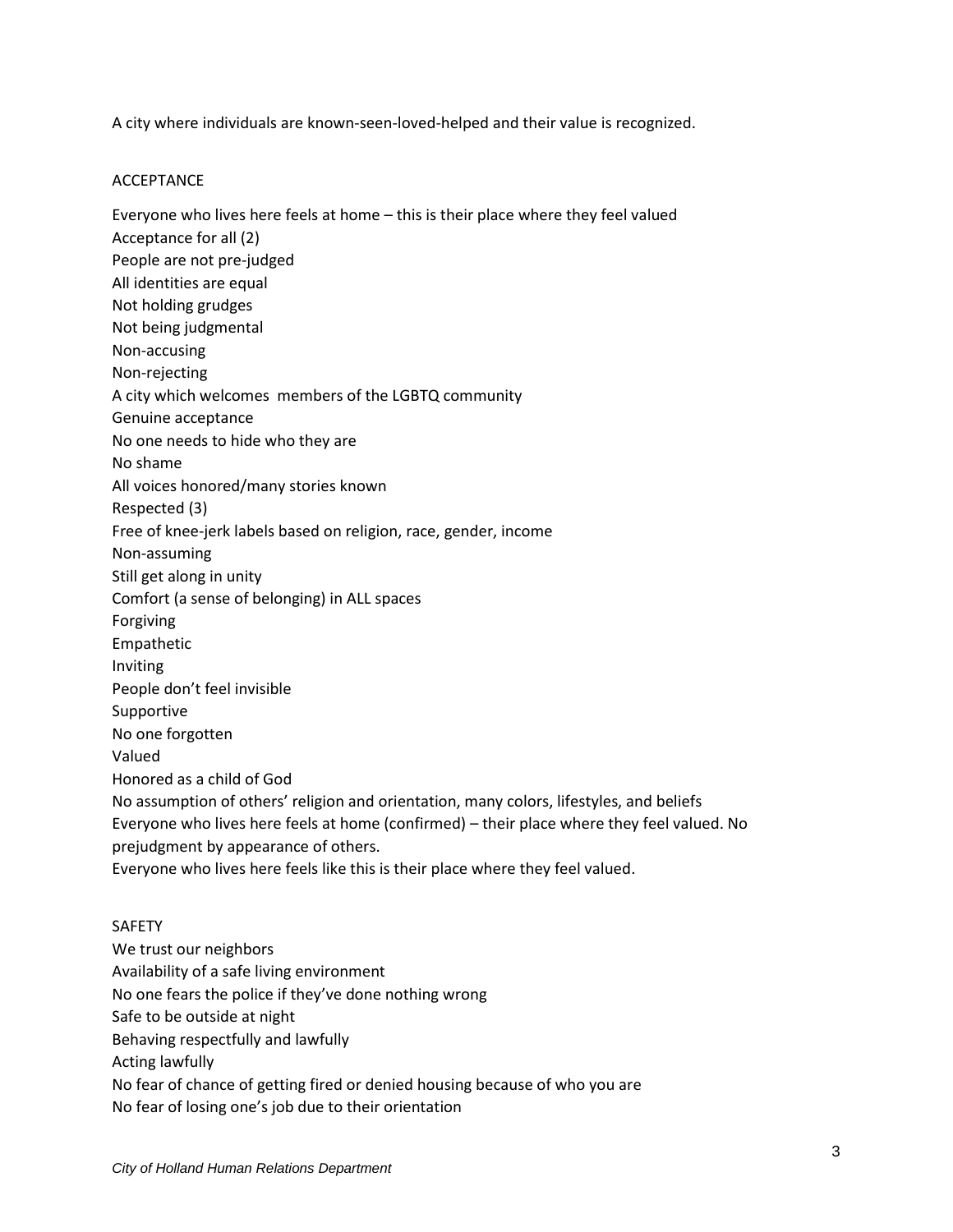A city where individuals are known-seen-loved-helped and their value is recognized.

## ACCEPTANCE

Everyone who lives here feels at home – this is their place where they feel valued
Acceptance for all (2)
People are not pre-judged
All identities are equal
Not holding grudges
Not being judgmental
Non-accusing
Non-rejecting
A city which welcomes members of the LGBTQ community
Genuine acceptance
No one needs to hide who they are
No shame
All voices honored/many stories known
Respected (3)
Free of knee-jerk labels based on religion, race, gender, income
Non-assuming
Still get along in unity
Comfort (a sense of belonging) in ALL spaces
Forgiving
Empathetic
Inviting
People don't feel invisible
Supportive
No one forgotten
Valued
Honored as a child of God
No assumption of others' religion and orientation, many colors, lifestyles, and beliefs
Everyone who lives here feels at home (confirmed) – their place where they feel valued. No prejudgment by appearance of others.
Everyone who lives here feels like this is their place where they feel valued.

## SAFETY

We trust our neighbors
Availability of a safe living environment
No one fears the police if they've done nothing wrong
Safe to be outside at night
Behaving respectfully and lawfully
Acting lawfully
No fear of chance of getting fired or denied housing because of who you are
No fear of losing one's job due to their orientation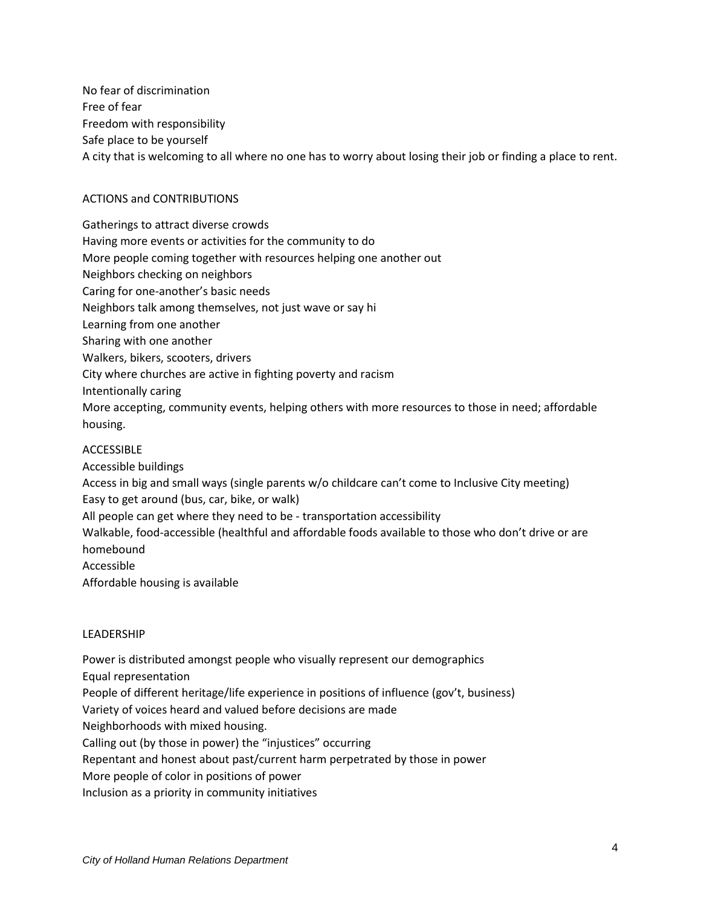No fear of discrimination
Free of fear
Freedom with responsibility
Safe place to be yourself
A city that is welcoming to all where no one has to worry about losing their job or finding a place to rent.

ACTIONS and CONTRIBUTIONS

Gatherings to attract diverse crowds
Having more events or activities for the community to do
More people coming together with resources helping one another out
Neighbors checking on neighbors
Caring for one-another's basic needs
Neighbors talk among themselves, not just wave or say hi
Learning from one another
Sharing with one another
Walkers, bikers, scooters, drivers
City where churches are active in fighting poverty and racism
Intentionally caring
More accepting, community events, helping others with more resources to those in need; affordable housing.

ACCESSIBLE

Accessible buildings
Access in big and small ways (single parents w/o childcare can't come to Inclusive City meeting)
Easy to get around (bus, car, bike, or walk)
All people can get where they need to be - transportation accessibility
Walkable, food-accessible (healthful and affordable foods available to those who don't drive or are homebound
Accessible
Affordable housing is available

LEADERSHIP

Power is distributed amongst people who visually represent our demographics
Equal representation
People of different heritage/life experience in positions of influence (gov't, business)
Variety of voices heard and valued before decisions are made
Neighborhoods with mixed housing.
Calling out (by those in power) the "injustices" occurring
Repentant and honest about past/current harm perpetrated by those in power
More people of color in positions of power
Inclusion as a priority in community initiatives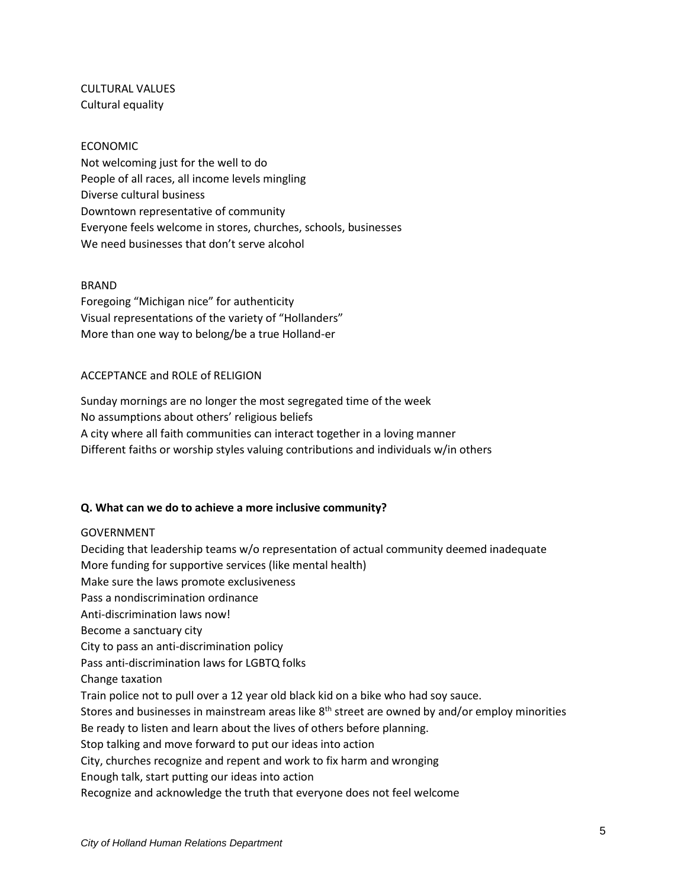CULTURAL VALUES
Cultural equality

ECONOMIC
Not welcoming just for the well to do
People of all races, all income levels mingling
Diverse cultural business
Downtown representative of community
Everyone feels welcome in stores, churches, schools, businesses
We need businesses that don't serve alcohol

BRAND
Foregoing "Michigan nice" for authenticity
Visual representations of the variety of "Hollanders"
More than one way to belong/be a true Holland-er

ACCEPTANCE and ROLE of RELIGION

Sunday mornings are no longer the most segregated time of the week
No assumptions about others' religious beliefs
A city where all faith communities can interact together in a loving manner
Different faiths or worship styles valuing contributions and individuals w/in others

**Q. What can we do to achieve a more inclusive community?**

GOVERNMENT
Deciding that leadership teams w/o representation of actual community deemed inadequate
More funding for supportive services (like mental health)
Make sure the laws promote exclusiveness
Pass a nondiscrimination ordinance
Anti-discrimination laws now!
Become a sanctuary city
City to pass an anti-discrimination policy
Pass anti-discrimination laws for LGBTQ folks
Change taxation
Train police not to pull over a 12 year old black kid on a bike who had soy sauce.
Stores and businesses in mainstream areas like 8th street are owned by and/or employ minorities
Be ready to listen and learn about the lives of others before planning.
Stop talking and move forward to put our ideas into action
City, churches recognize and repent and work to fix harm and wronging
Enough talk, start putting our ideas into action
Recognize and acknowledge the truth that everyone does not feel welcome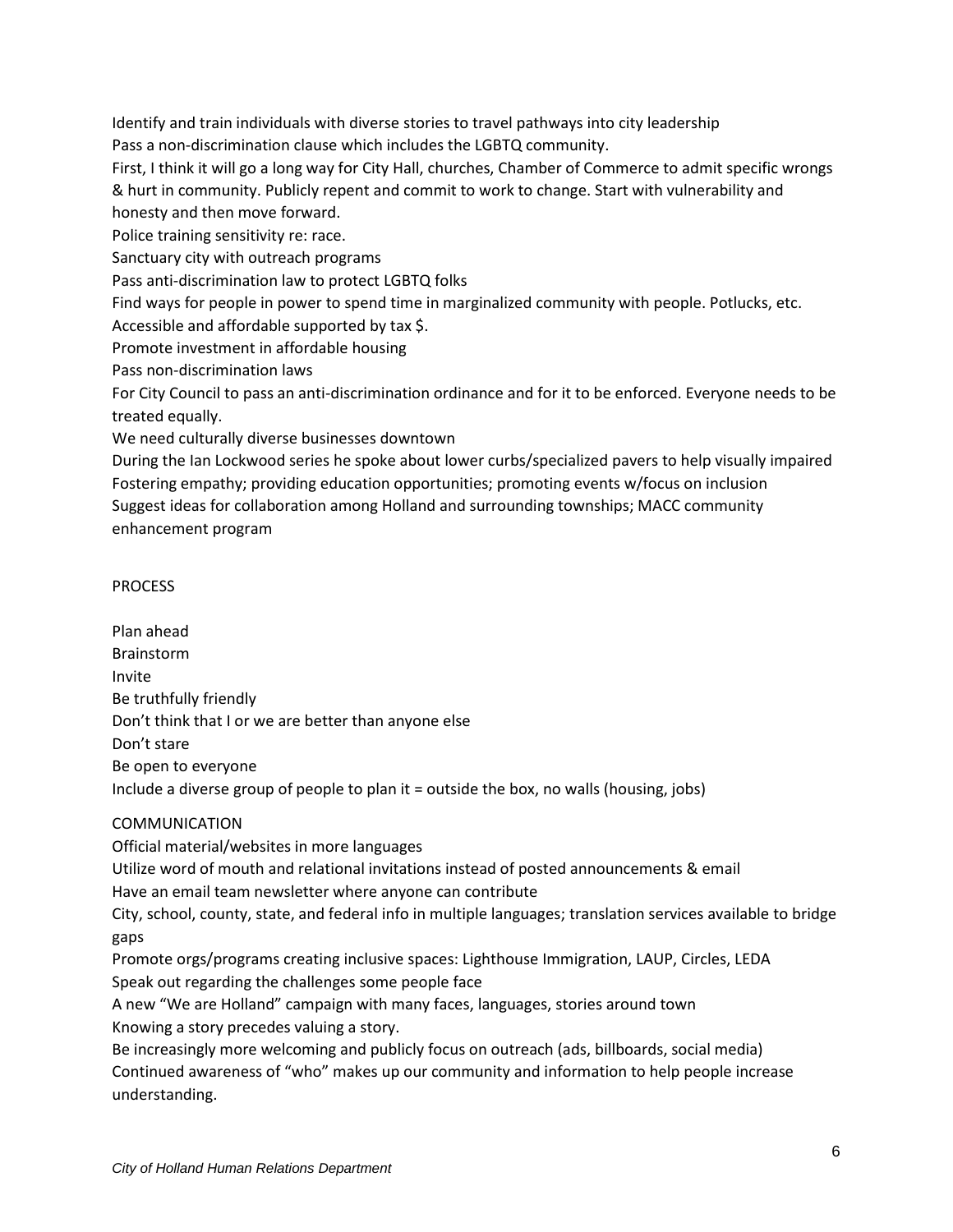Identify and train individuals with diverse stories to travel pathways into city leadership

Pass a non-discrimination clause which includes the LGBTQ community.

First, I think it will go a long way for City Hall, churches, Chamber of Commerce to admit specific wrongs & hurt in community. Publicly repent and commit to work to change. Start with vulnerability and honesty and then move forward.

Police training sensitivity re: race.

Sanctuary city with outreach programs

Pass anti-discrimination law to protect LGBTQ folks

Find ways for people in power to spend time in marginalized community with people. Potlucks, etc.

Accessible and affordable supported by tax $.

Promote investment in affordable housing

Pass non-discrimination laws

For City Council to pass an anti-discrimination ordinance and for it to be enforced. Everyone needs to be treated equally.

We need culturally diverse businesses downtown

During the Ian Lockwood series he spoke about lower curbs/specialized pavers to help visually impaired

Fostering empathy; providing education opportunities; promoting events w/focus on inclusion

Suggest ideas for collaboration among Holland and surrounding townships; MACC community enhancement program

PROCESS

Plan ahead

Brainstorm

Invite

Be truthfully friendly

Don't think that I or we are better than anyone else

Don't stare

Be open to everyone

Include a diverse group of people to plan it = outside the box, no walls (housing, jobs)

COMMUNICATION

Official material/websites in more languages

Utilize word of mouth and relational invitations instead of posted announcements & email

Have an email team newsletter where anyone can contribute

City, school, county, state, and federal info in multiple languages; translation services available to bridge gaps

Promote orgs/programs creating inclusive spaces: Lighthouse Immigration, LAUP, Circles, LEDA

Speak out regarding the challenges some people face

A new "We are Holland" campaign with many faces, languages, stories around town

Knowing a story precedes valuing a story.

Be increasingly more welcoming and publicly focus on outreach (ads, billboards, social media)

Continued awareness of "who" makes up our community and information to help people increase understanding.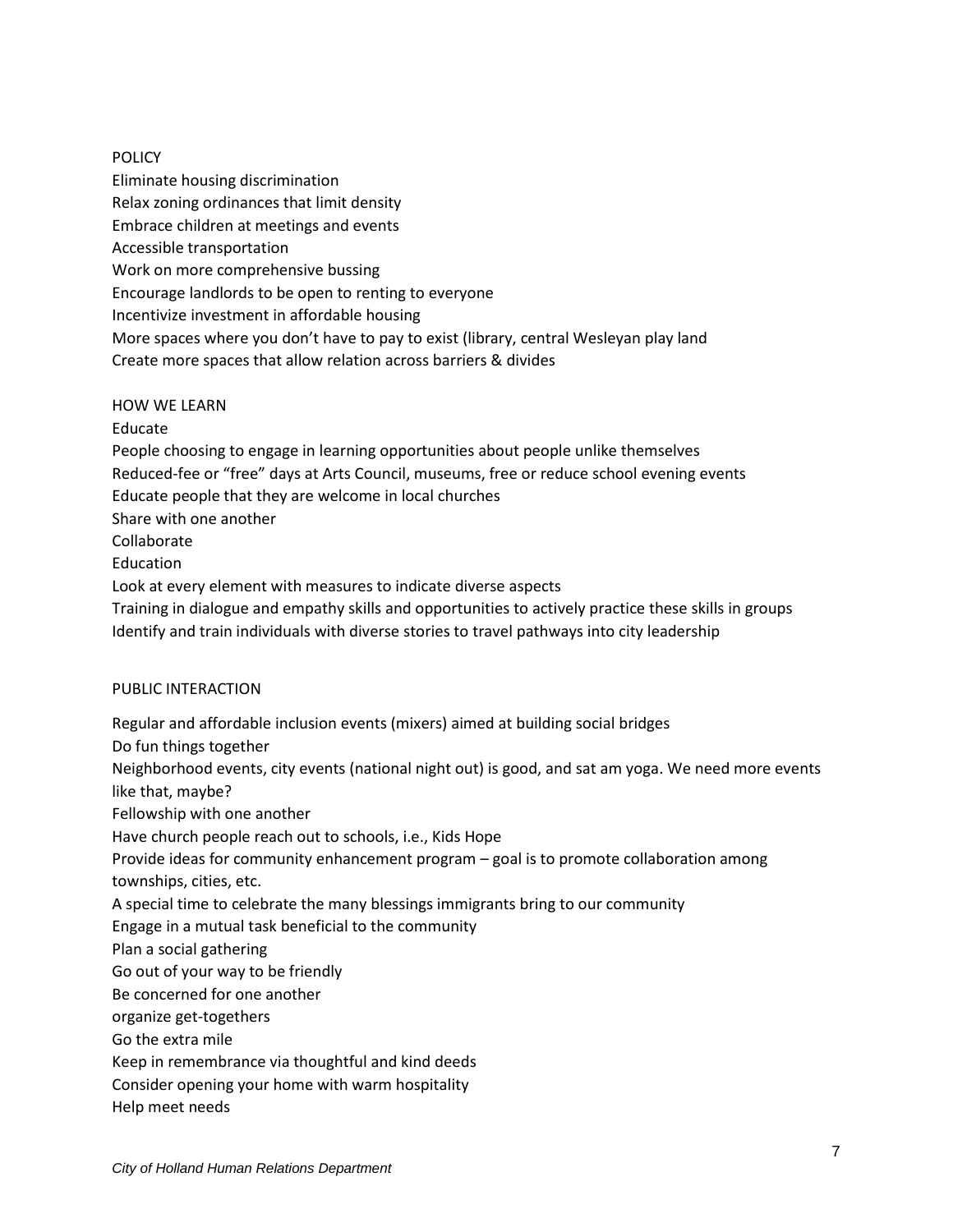## POLICY

Eliminate housing discrimination
Relax zoning ordinances that limit density
Embrace children at meetings and events
Accessible transportation
Work on more comprehensive bussing
Encourage landlords to be open to renting to everyone
Incentivize investment in affordable housing
More spaces where you don't have to pay to exist (library, central Wesleyan play land
Create more spaces that allow relation across barriers & divides

## HOW WE LEARN

Educate
People choosing to engage in learning opportunities about people unlike themselves
Reduced-fee or "free" days at Arts Council, museums, free or reduce school evening events
Educate people that they are welcome in local churches
Share with one another
Collaborate
Education
Look at every element with measures to indicate diverse aspects
Training in dialogue and empathy skills and opportunities to actively practice these skills in groups
Identify and train individuals with diverse stories to travel pathways into city leadership

## PUBLIC INTERACTION

Regular and affordable inclusion events (mixers) aimed at building social bridges
Do fun things together
Neighborhood events, city events (national night out) is good, and sat am yoga. We need more events like that, maybe?
Fellowship with one another
Have church people reach out to schools, i.e., Kids Hope
Provide ideas for community enhancement program – goal is to promote collaboration among townships, cities, etc.
A special time to celebrate the many blessings immigrants bring to our community
Engage in a mutual task beneficial to the community
Plan a social gathering
Go out of your way to be friendly
Be concerned for one another
organize get-togethers
Go the extra mile
Keep in remembrance via thoughtful and kind deeds
Consider opening your home with warm hospitality
Help meet needs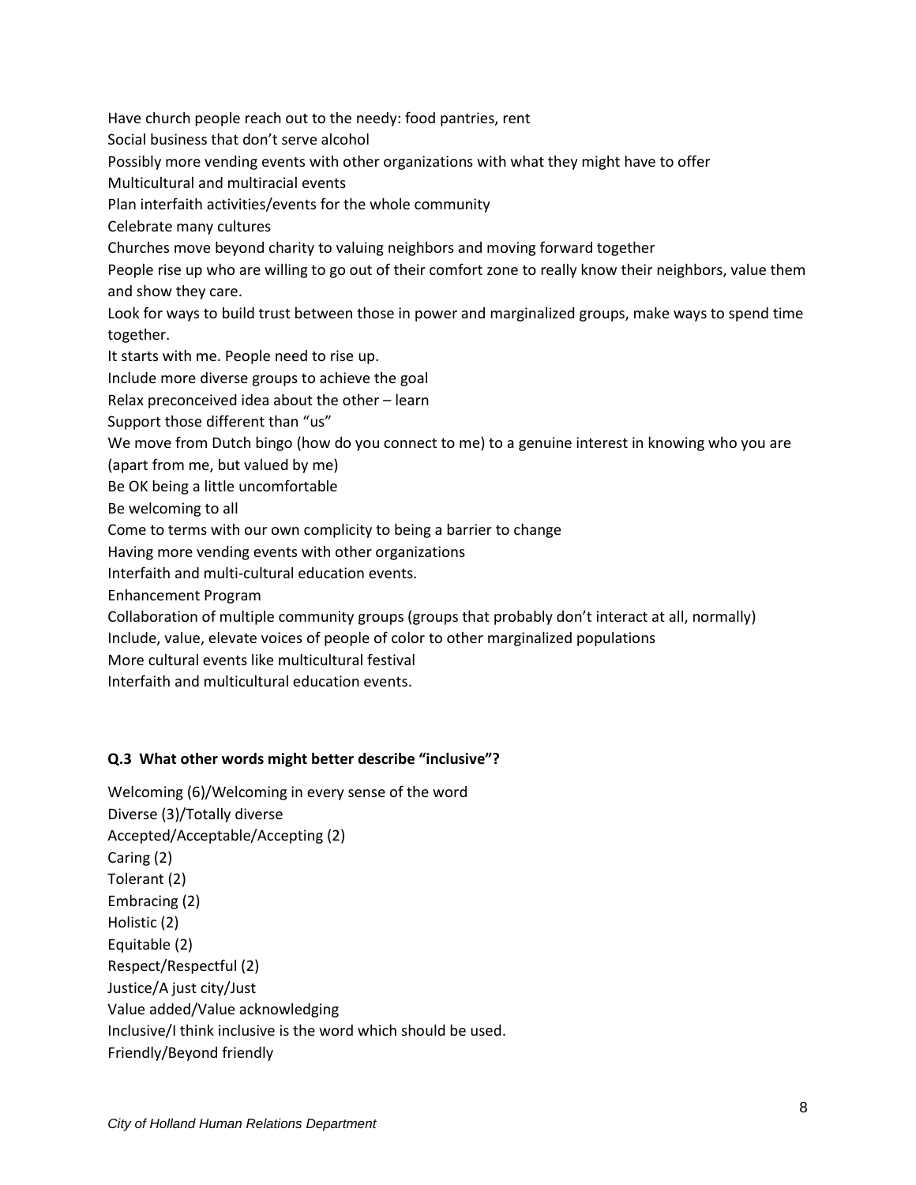Have church people reach out to the needy: food pantries, rent

Social business that don't serve alcohol

Possibly more vending events with other organizations with what they might have to offer

Multicultural and multiracial events

Plan interfaith activities/events for the whole community

Celebrate many cultures

Churches move beyond charity to valuing neighbors and moving forward together

People rise up who are willing to go out of their comfort zone to really know their neighbors, value them and show they care.

Look for ways to build trust between those in power and marginalized groups, make ways to spend time together.

It starts with me. People need to rise up.

Include more diverse groups to achieve the goal

Relax preconceived idea about the other – learn

Support those different than "us"

We move from Dutch bingo (how do you connect to me) to a genuine interest in knowing who you are (apart from me, but valued by me)

Be OK being a little uncomfortable

Be welcoming to all

Come to terms with our own complicity to being a barrier to change

Having more vending events with other organizations

Interfaith and multi-cultural education events.

Enhancement Program

Collaboration of multiple community groups (groups that probably don't interact at all, normally)

Include, value, elevate voices of people of color to other marginalized populations

More cultural events like multicultural festival

Interfaith and multicultural education events.

**Q.3 What other words might better describe "inclusive"?**

Welcoming (6)/Welcoming in every sense of the word

Diverse (3)/Totally diverse

Accepted/Acceptable/Accepting (2)

Caring (2)

Tolerant (2)

Embracing (2)

Holistic (2)

Equitable (2)

Respect/Respectful (2)

Justice/A just city/Just

Value added/Value acknowledging

Inclusive/I think inclusive is the word which should be used.

Friendly/Beyond friendly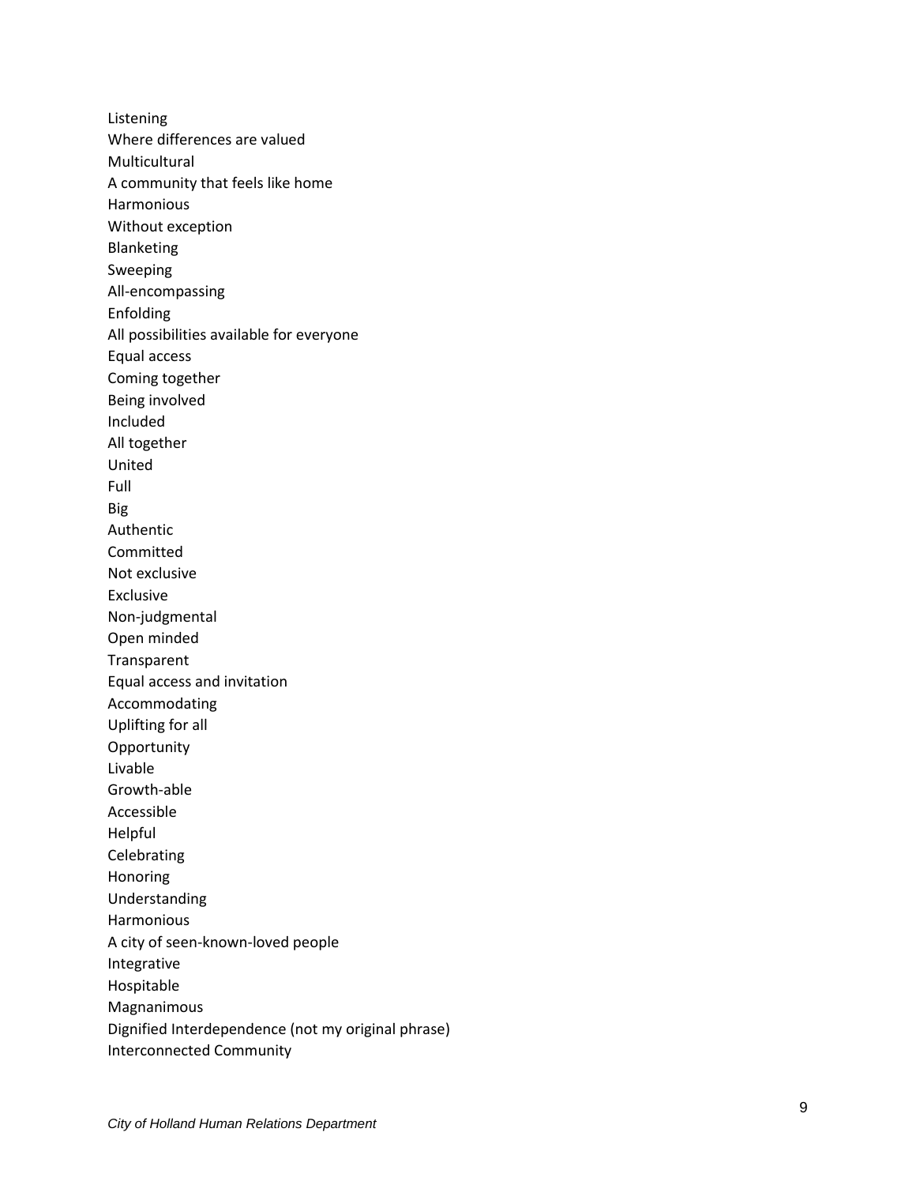Listening
Where differences are valued
Multicultural
A community that feels like home
Harmonious
Without exception
Blanketing
Sweeping
All-encompassing
Enfolding
All possibilities available for everyone
Equal access
Coming together
Being involved
Included
All together
United
Full
Big
Authentic
Committed
Not exclusive
Exclusive
Non-judgmental
Open minded
Transparent
Equal access and invitation
Accommodating
Uplifting for all
Opportunity
Livable
Growth-able
Accessible
Helpful
Celebrating
Honoring
Understanding
Harmonious
A city of seen-known-loved people
Integrative
Hospitable
Magnanimous
Dignified Interdependence (not my original phrase)
Interconnected Community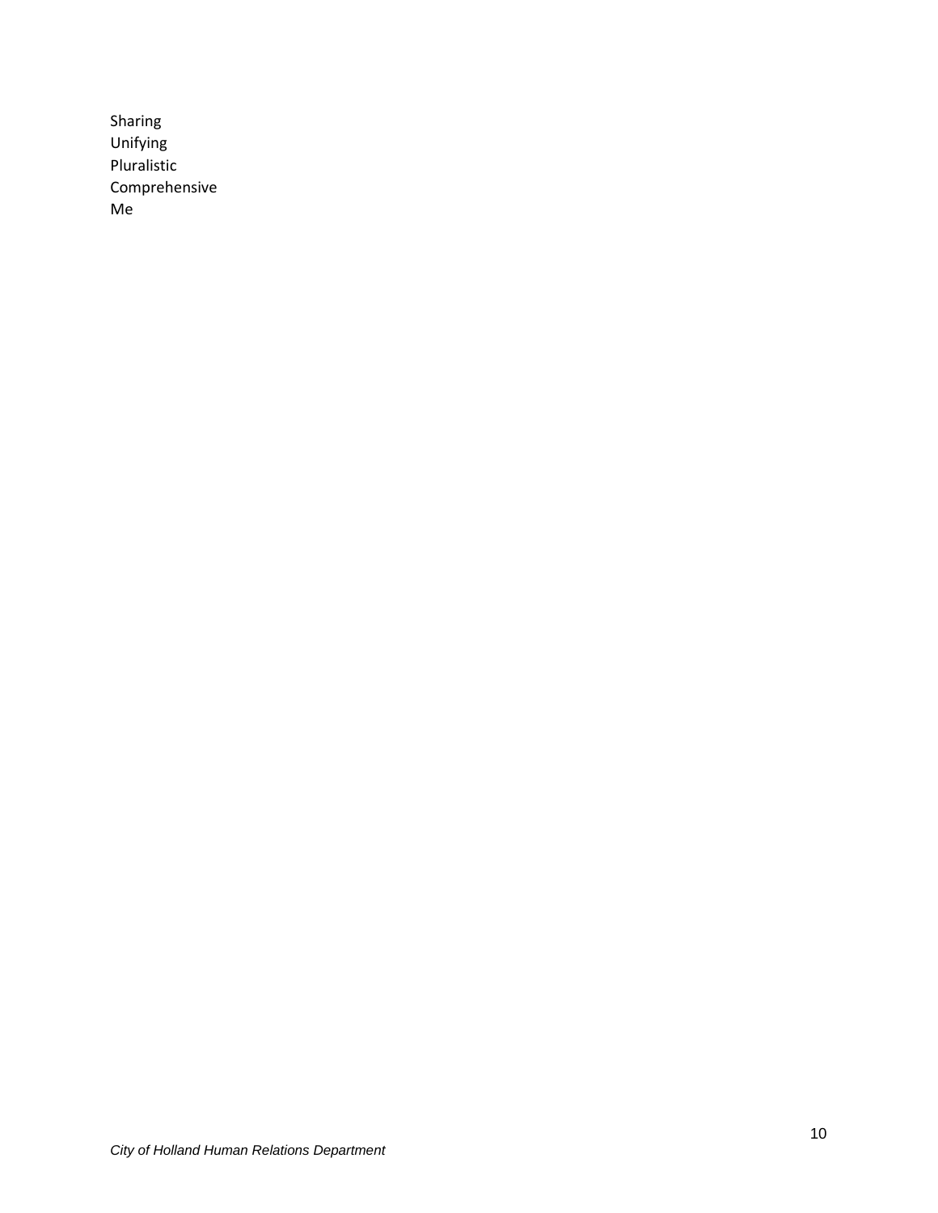Sharing
Unifying
Pluralistic
Comprehensive
Me